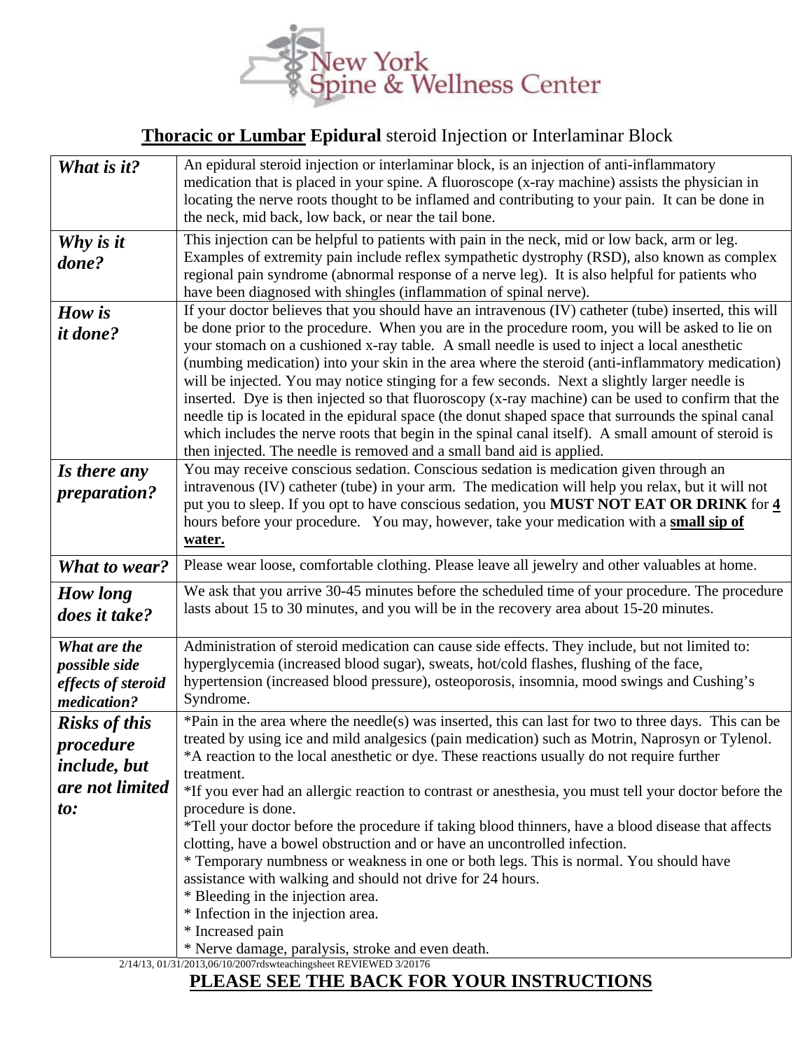# New York Spine & Wellness Center

## **Thoracic or Lumbar Epidural** steroid Injection or Interlaminar Block

| | |
|---|---|
| ***What is it?*** | An epidural steroid injection or interlaminar block, is an injection of anti-inflammatory medication that is placed in your spine. A fluoroscope (x-ray machine) assists the physician in locating the nerve roots thought to be inflamed and contributing to your pain. It can be done in the neck, mid back, low back, or near the tail bone. |
| ***Why is it done?*** | This injection can be helpful to patients with pain in the neck, mid or low back, arm or leg. Examples of extremity pain include reflex sympathetic dystrophy (RSD), also known as complex regional pain syndrome (abnormal response of a nerve leg). It is also helpful for patients who have been diagnosed with shingles (inflammation of spinal nerve). |
| ***How is it done?*** | If your doctor believes that you should have an intravenous (IV) catheter (tube) inserted, this will be done prior to the procedure. When you are in the procedure room, you will be asked to lie on your stomach on a cushioned x-ray table. A small needle is used to inject a local anesthetic (numbing medication) into your skin in the area where the steroid (anti-inflammatory medication) will be injected. You may notice stinging for a few seconds. Next a slightly larger needle is inserted. Dye is then injected so that fluoroscopy (x-ray machine) can be used to confirm that the needle tip is located in the epidural space (the donut shaped space that surrounds the spinal canal which includes the nerve roots that begin in the spinal canal itself). A small amount of steroid is then injected. The needle is removed and a small band aid is applied. |
| ***Is there any preparation?*** | You may receive conscious sedation. Conscious sedation is medication given through an intravenous (IV) catheter (tube) in your arm. The medication will help you relax, but it will not put you to sleep. If you opt to have conscious sedation, you **MUST NOT EAT OR DRINK** for **4** hours before your procedure. You may, however, take your medication with a **small sip of water.** |
| ***What to wear?*** | Please wear loose, comfortable clothing. Please leave all jewelry and other valuables at home. |
| ***How long does it take?*** | We ask that you arrive 30-45 minutes before the scheduled time of your procedure. The procedure lasts about 15 to 30 minutes, and you will be in the recovery area about 15-20 minutes. |
| ***What are the possible side effects of steroid medication?*** | Administration of steroid medication can cause side effects. They include, but not limited to: hyperglycemia (increased blood sugar), sweats, hot/cold flashes, flushing of the face, hypertension (increased blood pressure), osteoporosis, insomnia, mood swings and Cushing's Syndrome. |
| ***Risks of this procedure include, but are not limited to:*** | *Pain in the area where the needle(s) was inserted, this can last for two to three days. This can be treated by using ice and mild analgesics (pain medication) such as Motrin, Naprosyn or Tylenol.<br>*A reaction to the local anesthetic or dye. These reactions usually do not require further treatment.<br>*If you ever had an allergic reaction to contrast or anesthesia, you must tell your doctor before the procedure is done.<br>*Tell your doctor before the procedure if taking blood thinners, have a blood disease that affects clotting, have a bowel obstruction and or have an uncontrolled infection.<br>* Temporary numbness or weakness in one or both legs. This is normal. You should have assistance with walking and should not drive for 24 hours.<br>* Bleeding in the injection area.<br>* Infection in the injection area.<br>* Increased pain<br>* Nerve damage, paralysis, stroke and even death. |

2/14/13, 01/31/2013,06/10/2007rdswteachingsheet REVIEWED 3/20176

**PLEASE SEE THE BACK FOR YOUR INSTRUCTIONS**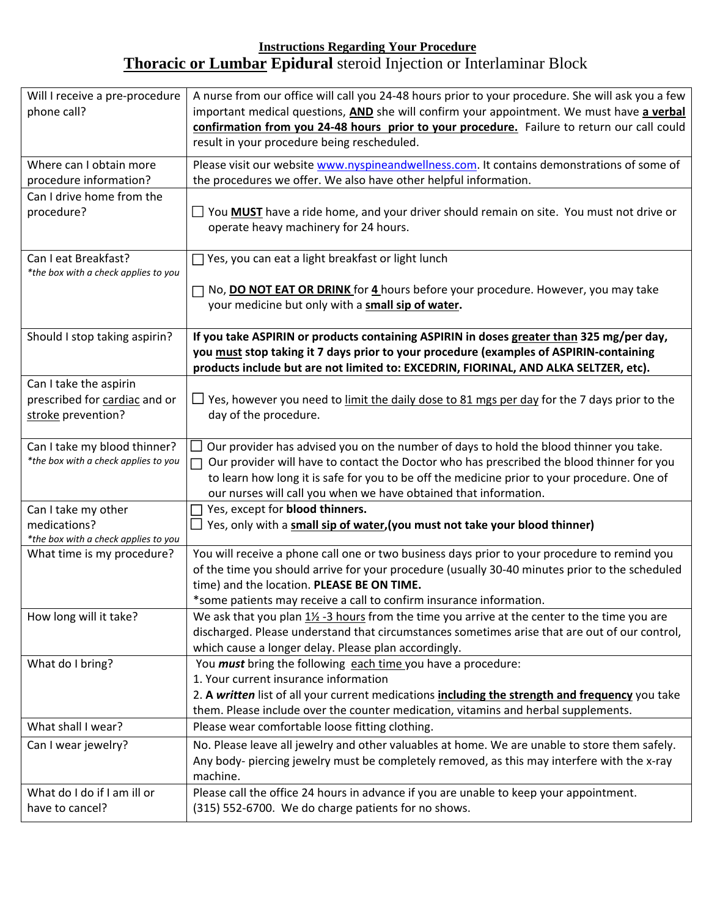**Instructions Regarding Your Procedure**

# **Thoracic or Lumbar Epidural** steroid Injection or Interlaminar Block

| | |
|---|---|
| Will I receive a pre-procedure phone call? | A nurse from our office will call you 24-48 hours prior to your procedure. She will ask you a few important medical questions, **AND** she will confirm your appointment. We must have **a verbal confirmation from you 24-48 hours prior to your procedure.** Failure to return our call could result in your procedure being rescheduled. |
| Where can I obtain more procedure information? | Please visit our website www.nyspineandwellness.com. It contains demonstrations of some of the procedures we offer. We also have other helpful information. |
| Can I drive home from the procedure? | ☐ You **MUST** have a ride home, and your driver should remain on site. You must not drive or operate heavy machinery for 24 hours. |
| Can I eat Breakfast? *\*the box with a check applies to you* | ☐ Yes, you can eat a light breakfast or light lunch<br>☐ No, **DO NOT EAT OR DRINK** for **4** hours before your procedure. However, you may take your medicine but only with a **small sip of water.** |
| Should I stop taking aspirin? | **If you take ASPIRIN or products containing ASPIRIN in doses greater than 325 mg/per day, you must stop taking it 7 days prior to your procedure (examples of ASPIRIN-containing products include but are not limited to: EXCEDRIN, FIORINAL, AND ALKA SELTZER, etc).** |
| Can I take the aspirin prescribed for cardiac and or stroke prevention? | ☐ Yes, however you need to limit the daily dose to 81 mgs per day for the 7 days prior to the day of the procedure. |
| Can I take my blood thinner? *\*the box with a check applies to you* | ☐ Our provider has advised you on the number of days to hold the blood thinner you take.<br>☐ Our provider will have to contact the Doctor who has prescribed the blood thinner for you to learn how long it is safe for you to be off the medicine prior to your procedure. One of our nurses will call you when we have obtained that information. |
| Can I take my other medications? *\*the box with a check applies to you* | ☐ Yes, except for **blood thinners.**<br>☐ Yes, only with a **small sip of water,(you must not take your blood thinner)** |
| What time is my procedure? | You will receive a phone call one or two business days prior to your procedure to remind you of the time you should arrive for your procedure (usually 30-40 minutes prior to the scheduled time) and the location. **PLEASE BE ON TIME.**<br>\*some patients may receive a call to confirm insurance information. |
| How long will it take? | We ask that you plan 1½ -3 hours from the time you arrive at the center to the time you are discharged. Please understand that circumstances sometimes arise that are out of our control, which cause a longer delay. Please plan accordingly. |
| What do I bring? | You ***must*** bring the following each time you have a procedure:<br>1. Your current insurance information<br>2. **A *written*** list of all your current medications **including the strength and frequency** you take them. Please include over the counter medication, vitamins and herbal supplements. |
| What shall I wear? | Please wear comfortable loose fitting clothing. |
| Can I wear jewelry? | No. Please leave all jewelry and other valuables at home. We are unable to store them safely. Any body- piercing jewelry must be completely removed, as this may interfere with the x-ray machine. |
| What do I do if I am ill or have to cancel? | Please call the office 24 hours in advance if you are unable to keep your appointment. (315) 552-6700. We do charge patients for no shows. |